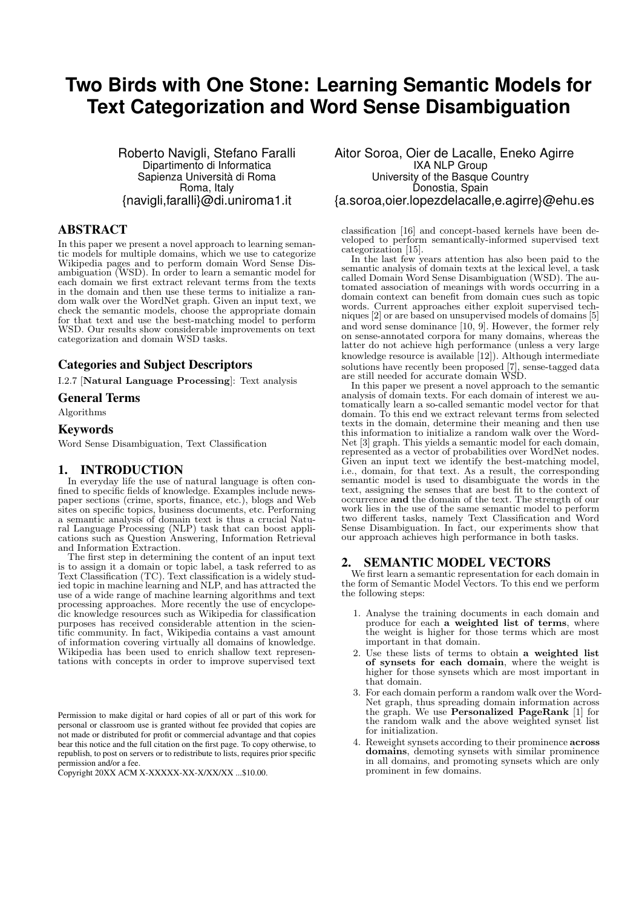# Two Birds with One Stone: Learning Semantic Models for Text Categorization and Word Sense Disambiguation

Roberto Navigli, Stefano Faralli
Dipartimento di Informatica
Sapienza Università di Roma
Roma, Italy
{navigli,faralli}@di.uniroma1.it

Aitor Soroa, Oier de Lacalle, Eneko Agirre
IXA NLP Group
University of the Basque Country
Donostia, Spain
{a.soroa,oier.lopezdelacalle,e.agirre}@ehu.es

## ABSTRACT

In this paper we present a novel approach to learning semantic models for multiple domains, which we use to categorize Wikipedia pages and to perform domain Word Sense Disambiguation (WSD). In order to learn a semantic model for each domain we first extract relevant terms from the texts in the domain and then use these terms to initialize a random walk over the WordNet graph. Given an input text, we check the semantic models, choose the appropriate domain for that text and use the best-matching model to perform WSD. Our results show considerable improvements on text categorization and domain WSD tasks.

## Categories and Subject Descriptors

I.2.7 [**Natural Language Processing**]: Text analysis

## General Terms

Algorithms

## Keywords

Word Sense Disambiguation, Text Classification

## 1. INTRODUCTION

In everyday life the use of natural language is often confined to specific fields of knowledge. Examples include newspaper sections (crime, sports, finance, etc.), blogs and Web sites on specific topics, business documents, etc. Performing a semantic analysis of domain text is thus a crucial Natural Language Processing (NLP) task that can boost applications such as Question Answering, Information Retrieval and Information Extraction.

The first step in determining the content of an input text is to assign it a domain or topic label, a task referred to as Text Classification (TC). Text classification is a widely studied topic in machine learning and NLP, and has attracted the use of a wide range of machine learning algorithms and text processing approaches. More recently the use of encyclopedic knowledge resources such as Wikipedia for classification purposes has received considerable attention in the scientific community. In fact, Wikipedia contains a vast amount of information covering virtually all domains of knowledge. Wikipedia has been used to enrich shallow text representations with concepts in order to improve supervised text classification [16] and concept-based kernels have been developed to perform semantically-informed supervised text categorization [15].

In the last few years attention has also been paid to the semantic analysis of domain texts at the lexical level, a task called Domain Word Sense Disambiguation (WSD). The automated association of meanings with words occurring in a domain context can benefit from domain cues such as topic words. Current approaches either exploit supervised techniques [2] or are based on unsupervised models of domains [5] and word sense dominance [10, 9]. However, the former rely on sense-annotated corpora for many domains, whereas the latter do not achieve high performance (unless a very large knowledge resource is available [12]). Although intermediate solutions have recently been proposed [7], sense-tagged data are still needed for accurate domain WSD.

In this paper we present a novel approach to the semantic analysis of domain texts. For each domain of interest we automatically learn a so-called semantic model vector for that domain. To this end we extract relevant terms from selected texts in the domain, determine their meaning and then use this information to initialize a random walk over the WordNet [3] graph. This yields a semantic model for each domain, represented as a vector of probabilities over WordNet nodes. Given an input text we identify the best-matching model, i.e., domain, for that text. As a result, the corresponding semantic model is used to disambiguate the words in the text, assigning the senses that are best fit to the context of occurrence **and** the domain of the text. The strength of our work lies in the use of the same semantic model to perform two different tasks, namely Text Classification and Word Sense Disambiguation. In fact, our experiments show that our approach achieves high performance in both tasks.

## 2. SEMANTIC MODEL VECTORS

We first learn a semantic representation for each domain in the form of Semantic Model Vectors. To this end we perform the following steps:

1. Analyse the training documents in each domain and produce for each **a weighted list of terms**, where the weight is higher for those terms which are most important in that domain.
2. Use these lists of terms to obtain **a weighted list of synsets for each domain**, where the weight is higher for those synsets which are most important in that domain.
3. For each domain perform a random walk over the WordNet graph, thus spreading domain information across the graph. We use **Personalized PageRank** [1] for the random walk and the above weighted synset list for initialization.
4. Reweight synsets according to their prominence **across domains**, demoting synsets with similar prominence in all domains, and promoting synsets which are only prominent in few domains.

Permission to make digital or hard copies of all or part of this work for personal or classroom use is granted without fee provided that copies are not made or distributed for profit or commercial advantage and that copies bear this notice and the full citation on the first page. To copy otherwise, to republish, to post on servers or to redistribute to lists, requires prior specific permission and/or a fee.
Copyright 20XX ACM X-XXXXX-XX-X/XX/XX ...$10.00.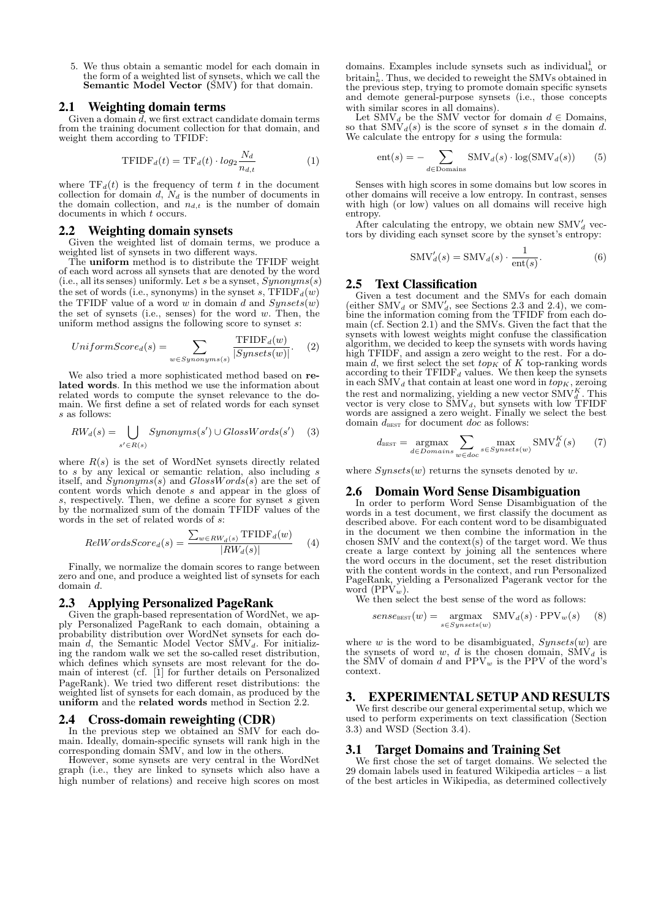5. We thus obtain a semantic model for each domain in the form of a weighted list of synsets, which we call the **Semantic Model Vector (**SMV**)** for that domain.

## 2.1 Weighting domain terms

Given a domain $d$, we first extract candidate domain terms from the training document collection for that domain, and weight them according to TFIDF:

$$\text{TFIDF}_d(t) = \text{TF}_d(t) \cdot log_2 \frac{N_d}{n_{d,t}} \tag{1}$$

where $\text{TF}_d(t)$ is the frequency of term $t$ in the document collection for domain $d$, $N_d$ is the number of documents in the domain collection, and $n_{d,t}$ is the number of domain documents in which $t$ occurs.

## 2.2 Weighting domain synsets

Given the weighted list of domain terms, we produce a weighted list of synsets in two different ways.

The **uniform** method is to distribute the TFIDF weight of each word across all synsets that are denoted by the word (i.e., all its senses) uniformly. Let $s$ be a synset, $Synonyms(s)$ the set of words (i.e., synonyms) in the synset $s$, $\text{TFIDF}_d(w)$ the TFIDF value of a word $w$ in domain $d$ and $Synsets(w)$ the set of synsets (i.e., senses) for the word $w$. Then, the uniform method assigns the following score to synset $s$:

$$UniformScore_d(s) = \sum_{w \in Synonyms(s)} \frac{\text{TFIDF}_d(w)}{|Synsets(w)|}. \tag{2}$$

We also tried a more sophisticated method based on **related words**. In this method we use the information about related words to compute the synset relevance to the domain. We first define a set of related words for each synset $s$ as follows:

$$RW_d(s) = \bigcup_{s' \in R(s)} Synonyms(s') \cup GlossWords(s') \tag{3}$$

where $R(s)$ is the set of WordNet synsets directly related to $s$ by any lexical or semantic relation, also including $s$ itself, and $Synonyms(s)$ and $GlossWords(s)$ are the set of content words which denote $s$ and appear in the gloss of $s$, respectively. Then, we define a score for synset $s$ given by the normalized sum of the domain TFIDF values of the words in the set of related words of $s$:

$$RelWordsScore_d(s) = \frac{\sum_{w \in RW_d(s)} \text{TFIDF}_d(w)}{|RW_d(s)|} \tag{4}$$

Finally, we normalize the domain scores to range between zero and one, and produce a weighted list of synsets for each domain $d$.

## 2.3 Applying Personalized PageRank

Given the graph-based representation of WordNet, we apply Personalized PageRank to each domain, obtaining a probability distribution over WordNet synsets for each domain $d$, the Semantic Model Vector $\text{SMV}_d$. For initializing the random walk we set the so-called reset distribution, which defines which synsets are most relevant for the domain of interest (cf. [1] for further details on Personalized PageRank). We tried two different reset distributions: the weighted list of synsets for each domain, as produced by the **uniform** and the **related words** method in Section 2.2.

## 2.4 Cross-domain reweighting (CDR)

In the previous step we obtained an SMV for each domain. Ideally, domain-specific synsets will rank high in the corresponding domain SMV, and low in the others.

However, some synsets are very central in the WordNet graph (i.e., they are linked to synsets which also have a high number of relations) and receive high scores on most domains. Examples include synsets such as $\text{individual}_n^1$ or $\text{britain}_n^1$. Thus, we decided to reweight the SMVs obtained in the previous step, trying to promote domain specific synsets and demote general-purpose synsets (i.e., those concepts with similar scores in all domains).

Let $\text{SMV}_d$ be the SMV vector for domain $d \in$ Domains, so that $\text{SMV}_d(s)$ is the score of synset $s$ in the domain $d$. We calculate the entropy for $s$ using the formula:

$$\text{ent}(s) = -\sum_{d \in \text{Domains}} \text{SMV}_d(s) \cdot \log(\text{SMV}_d(s)) \tag{5}$$

Senses with high scores in some domains but low scores in other domains will receive a low entropy. In contrast, senses with high (or low) values on all domains will receive high entropy.

After calculating the entropy, we obtain new $\text{SMV}'_d$ vectors by dividing each synset score by the synset's entropy:

$$\text{SMV}'_d(s) = \text{SMV}_d(s) \cdot \frac{1}{\text{ent}(s)}. \tag{6}$$

## 2.5 Text Classification

Given a test document and the SMVs for each domain (either $\text{SMV}_d$ or $\text{SMV}'_d$, see Sections 2.3 and 2.4), we combine the information coming from the TFIDF from each domain (cf. Section 2.1) and the SMVs. Given the fact that the synsets with lowest weights might confuse the classification algorithm, we decided to keep the synsets with words having high TFIDF, and assign a zero weight to the rest. For a domain $d$, we first select the set $top_K$ of $K$ top-ranking words according to their $\text{TFIDF}_d$ values. We then keep the synsets in each $\text{SMV}_d$ that contain at least one word in $top_K$, zeroing the rest and normalizing, yielding a new vector $\text{SMV}_d^K$. This vector is very close to $\text{SMV}_d$, but synsets with low TFIDF words are assigned a zero weight. Finally we select the best domain $d_{\text{BEST}}$ for document $doc$ as follows:

$$d_{\text{BEST}} = \underset{d \in Domains}{\operatorname{argmax}} \sum_{w \in doc} \max_{s \in Synsets(w)} \text{SMV}_d^K(s) \tag{7}$$

where $Synsets(w)$ returns the synsets denoted by $w$.

## 2.6 Domain Word Sense Disambiguation

In order to perform Word Sense Disambiguation of the words in a test document, we first classify the document as described above. For each content word to be disambiguated in the document we then combine the information in the chosen SMV and the context(s) of the target word. We thus create a large context by joining all the sentences where the word occurs in the document, set the reset distribution with the content words in the context, and run Personalized PageRank, yielding a Personalized Pagerank vector for the word ($\text{PPV}_w$).

We then select the best sense of the word as follows:

$$sense_{\text{BEST}}(w) = \underset{s \in Synsets(w)}{\operatorname{argmax}} \text{SMV}_d(s) \cdot \text{PPV}_w(s) \tag{8}$$

where $w$ is the word to be disambiguated, $Synsets(w)$ are the synsets of word $w$, $d$ is the chosen domain, $\text{SMV}_d$ is the SMV of domain $d$ and $\text{PPV}_w$ is the PPV of the word's context.

# 3. EXPERIMENTAL SETUP AND RESULTS

We first describe our general experimental setup, which we used to perform experiments on text classification (Section 3.3) and WSD (Section 3.4).

## 3.1 Target Domains and Training Set

We first chose the set of target domains. We selected the 29 domain labels used in featured Wikipedia articles – a list of the best articles in Wikipedia, as determined collectively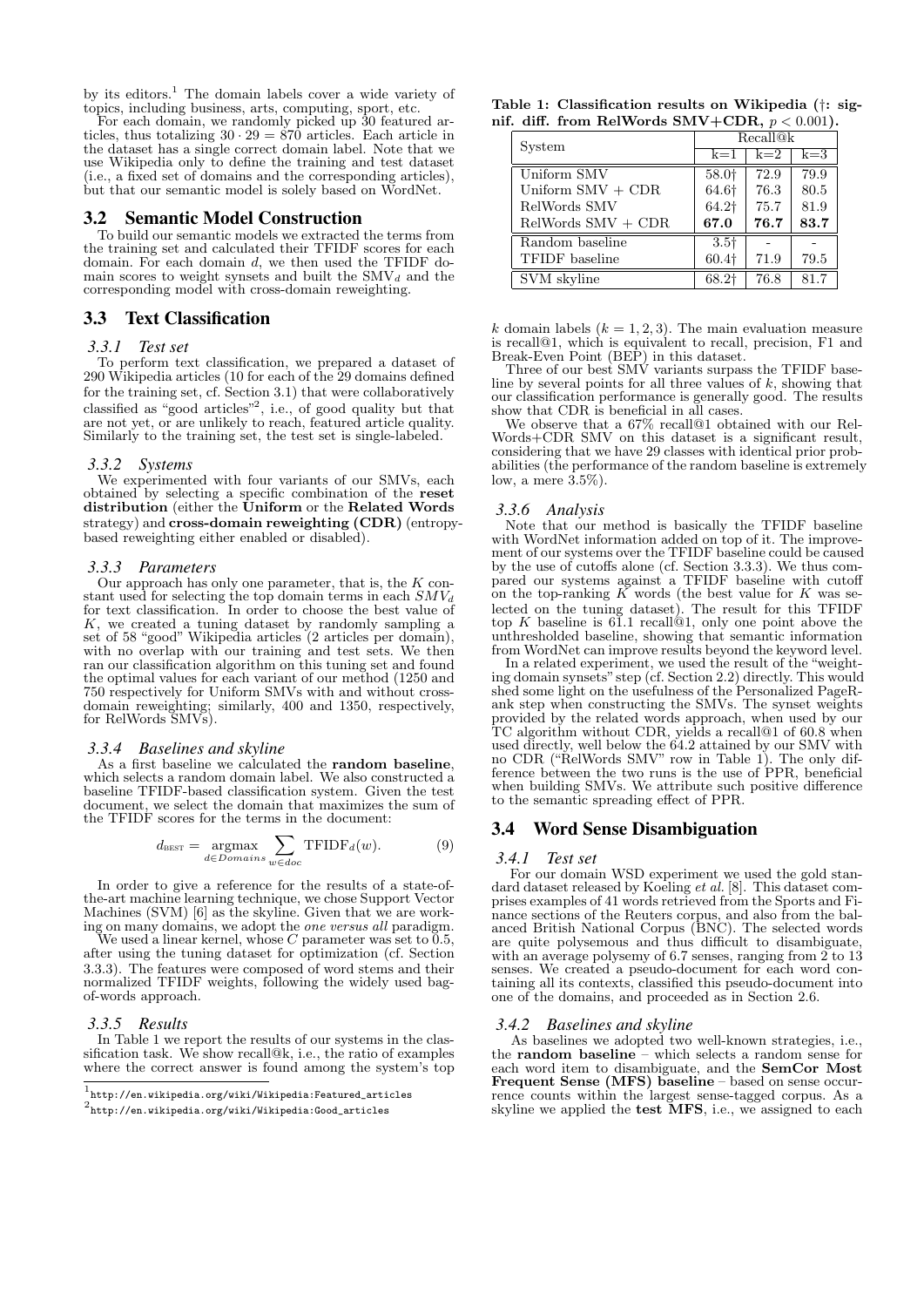by its editors.[1] The domain labels cover a wide variety of topics, including business, arts, computing, sport, etc.

For each domain, we randomly picked up 30 featured articles, thus totalizing $30 \cdot 29 = 870$ articles. Each article in the dataset has a single correct domain label. Note that we use Wikipedia only to define the training and test dataset (i.e., a fixed set of domains and the corresponding articles), but that our semantic model is solely based on WordNet.

## 3.2 Semantic Model Construction

To build our semantic models we extracted the terms from the training set and calculated their TFIDF scores for each domain. For each domain $d$, we then used the TFIDF domain scores to weight synsets and built the $\text{SMV}_d$ and the corresponding model with cross-domain reweighting.

## 3.3 Text Classification

### 3.3.1 Test set

To perform text classification, we prepared a dataset of 290 Wikipedia articles (10 for each of the 29 domains defined for the training set, cf. Section 3.1) that were collaboratively classified as "good articles"[2], i.e., of good quality but that are not yet, or are unlikely to reach, featured article quality. Similarly to the training set, the test set is single-labeled.

### 3.3.2 Systems

We experimented with four variants of our SMVs, each obtained by selecting a specific combination of the **reset distribution** (either the **Uniform** or the **Related Words** strategy) and **cross-domain reweighting (CDR)** (entropy-based reweighting either enabled or disabled).

### 3.3.3 Parameters

Our approach has only one parameter, that is, the $K$ constant used for selecting the top domain terms in each $SMV_d$ for text classification. In order to choose the best value of $K$, we created a tuning dataset by randomly sampling a set of 58 "good" Wikipedia articles (2 articles per domain), with no overlap with our training and test sets. We then ran our classification algorithm on this tuning set and found the optimal values for each variant of our method (1250 and 750 respectively for Uniform SMVs with and without cross-domain reweighting; similarly, 400 and 1350, respectively, for RelWords SMVs).

### 3.3.4 Baselines and skyline

As a first baseline we calculated the **random baseline**, which selects a random domain label. We also constructed a baseline TFIDF-based classification system. Given the test document, we select the domain that maximizes the sum of the TFIDF scores for the terms in the document:

$$d_{\text{BEST}} = \operatorname*{argmax}_{d \in Domains} \sum_{w \in doc} \text{TFIDF}_d(w). \qquad (9)$$

In order to give a reference for the results of a state-of-the-art machine learning technique, we chose Support Vector Machines (SVM) [6] as the skyline. Given that we are working on many domains, we adopt the *one versus all* paradigm. We used a linear kernel, whose $C$ parameter was set to 0.5, after using the tuning dataset for optimization (cf. Section 3.3.3). The features were composed of word stems and their normalized TFIDF weights, following the widely used bag-of-words approach.

### 3.3.5 Results

In Table 1 we report the results of our systems in the classification task. We show recall@k, i.e., the ratio of examples where the correct answer is found among the system's top $k$ domain labels ($k = 1, 2, 3$). The main evaluation measure is recall@1, which is equivalent to recall, precision, F1 and Break-Even Point (BEP) in this dataset.

**Table 1: Classification results on Wikipedia (†: signif. diff. from RelWords SMV+CDR, $p < 0.001$).**

| System | Recall@k | | |
|---|---|---|---|
| | k=1 | k=2 | k=3 |
| Uniform SMV | 58.0† | 72.9 | 79.9 |
| Uniform SMV + CDR | 64.6† | 76.3 | 80.5 |
| RelWords SMV | 64.2† | 75.7 | 81.9 |
| RelWords SMV + CDR | **67.0** | **76.7** | **83.7** |
| Random baseline | 3.5† | - | - |
| TFIDF baseline | 60.4† | 71.9 | 79.5 |
| SVM skyline | 68.2† | 76.8 | 81.7 |

Three of our best SMV variants surpass the TFIDF baseline by several points for all three values of $k$, showing that our classification performance is generally good. The results show that CDR is beneficial in all cases.

We observe that a 67% recall@1 obtained with our RelWords+CDR SMV on this dataset is a significant result, considering that we have 29 classes with identical prior probabilities (the performance of the random baseline is extremely low, a mere 3.5%).

### 3.3.6 Analysis

Note that our method is basically the TFIDF baseline with WordNet information added on top of it. The improvement of our systems over the TFIDF baseline could be caused by the use of cutoffs alone (cf. Section 3.3.3). We thus compared our systems against a TFIDF baseline with cutoff on the top-ranking $K$ words (the best value for $K$ was selected on the tuning dataset). The result for this TFIDF top $K$ baseline is 61.1 recall@1, only one point above the unthresholded baseline, showing that semantic information from WordNet can improve results beyond the keyword level.

In a related experiment, we used the result of the "weighting domain synsets" step (cf. Section 2.2) directly. This would shed some light on the usefulness of the Personalized PageRank step when constructing the SMVs. The synset weights provided by the related words approach, when used by our TC algorithm without CDR, yields a recall@1 of 60.8 when used directly, well below the 64.2 attained by our SMV with no CDR ("RelWords SMV" row in Table 1). The only difference between the two runs is the use of PPR, beneficial when building SMVs. We attribute such positive difference to the semantic spreading effect of PPR.

## 3.4 Word Sense Disambiguation

### 3.4.1 Test set

For our domain WSD experiment we used the gold standard dataset released by Koeling *et al.* [8]. This dataset comprises examples of 41 words retrieved from the Sports and Finance sections of the Reuters corpus, and also from the balanced British National Corpus (BNC). The selected words are quite polysemous and thus difficult to disambiguate, with an average polysemy of 6.7 senses, ranging from 2 to 13 senses. We created a pseudo-document for each word containing all its contexts, classified this pseudo-document into one of the domains, and proceeded as in Section 2.6.

### 3.4.2 Baselines and skyline

As baselines we adopted two well-known strategies, i.e., the **random baseline** – which selects a random sense for each word item to disambiguate, and the **SemCor Most Frequent Sense (MFS) baseline** – based on sense occurrence counts within the largest sense-tagged corpus. As a skyline we applied the **test MFS**, i.e., we assigned to each

[1] http://en.wikipedia.org/wiki/Wikipedia:Featured_articles

[2] http://en.wikipedia.org/wiki/Wikipedia:Good_articles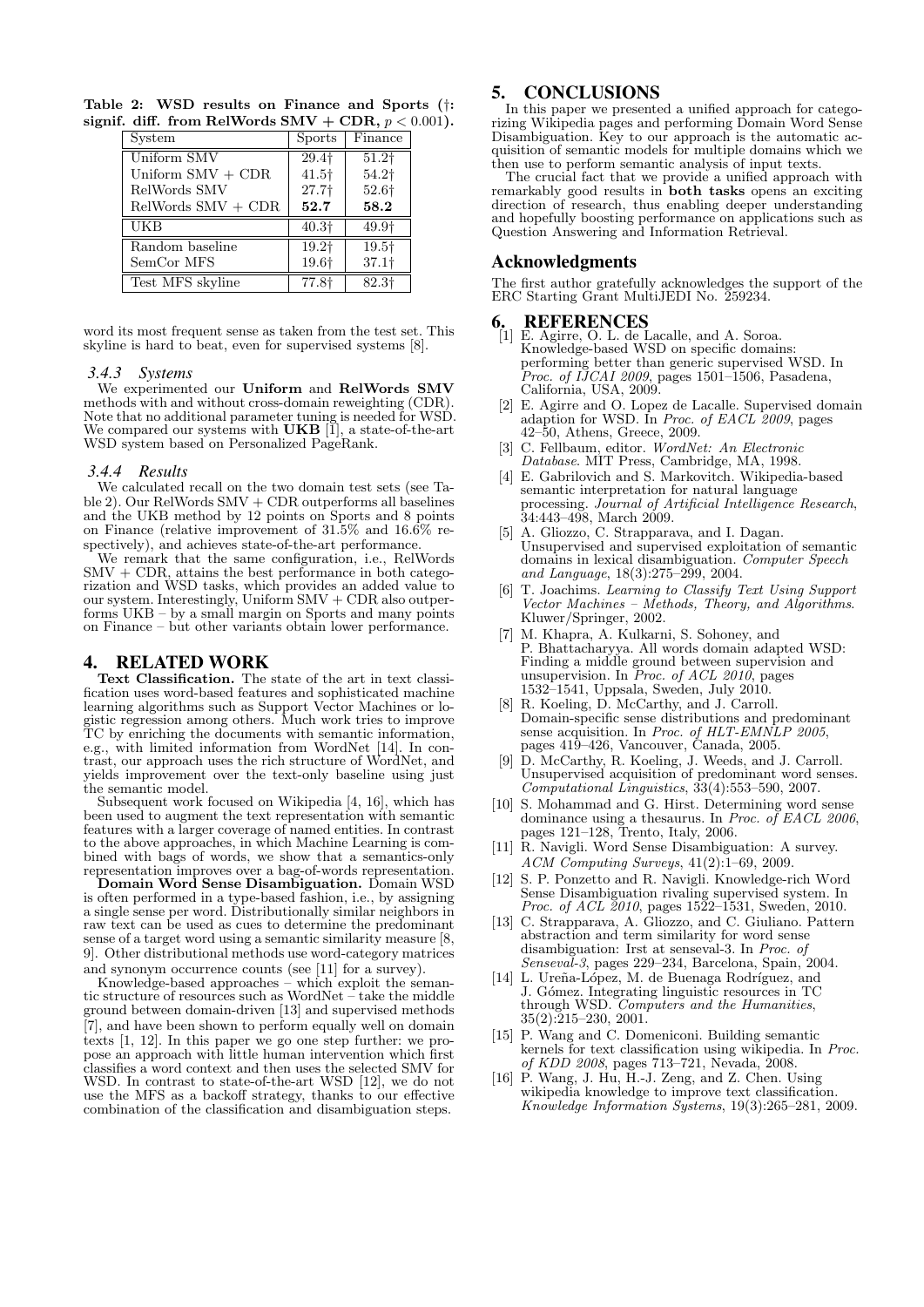Table 2: WSD results on Finance and Sports (†: signif. diff. from RelWords SMV + CDR, $p < 0.001$).

| System | Sports | Finance |
|---|---|---|
| Uniform SMV | 29.4† | 51.2† |
| Uniform SMV + CDR | 41.5† | 54.2† |
| RelWords SMV | 27.7† | 52.6† |
| RelWords SMV + CDR | **52.7** | **58.2** |
| UKB | 40.3† | 49.9† |
| Random baseline | 19.2† | 19.5† |
| SemCor MFS | 19.6† | 37.1† |
| Test MFS skyline | 77.8† | 82.3† |

word its most frequent sense as taken from the test set. This skyline is hard to beat, even for supervised systems [8].

### 3.4.3 Systems

We experimented our **Uniform** and **RelWords SMV** methods with and without cross-domain reweighting (CDR). Note that no additional parameter tuning is needed for WSD. We compared our systems with **UKB** [1], a state-of-the-art WSD system based on Personalized PageRank.

### 3.4.4 Results

We calculated recall on the two domain test sets (see Table 2). Our RelWords SMV + CDR outperforms all baselines and the UKB method by 12 points on Sports and 8 points on Finance (relative improvement of 31.5% and 16.6% respectively), and achieves state-of-the-art performance.

We remark that the same configuration, i.e., RelWords SMV + CDR, attains the best performance in both categorization and WSD tasks, which provides an added value to our system. Interestingly, Uniform SMV + CDR also outperforms UKB – by a small margin on Sports and many points on Finance – but other variants obtain lower performance.

## 4. RELATED WORK

**Text Classification.** The state of the art in text classification uses word-based features and sophisticated machine learning algorithms such as Support Vector Machines or logistic regression among others. Much work tries to improve TC by enriching the documents with semantic information, e.g., with limited information from WordNet [14]. In contrast, our approach uses the rich structure of WordNet, and yields improvement over the text-only baseline using just the semantic model.

Subsequent work focused on Wikipedia [4, 16], which has been used to augment the text representation with semantic features with a larger coverage of named entities. In contrast to the above approaches, in which Machine Learning is combined with bags of words, we show that a semantics-only representation improves over a bag-of-words representation.

**Domain Word Sense Disambiguation.** Domain WSD is often performed in a type-based fashion, i.e., by assigning a single sense per word. Distributionally similar neighbors in raw text can be used as cues to determine the predominant sense of a target word using a semantic similarity measure [8, 9]. Other distributional methods use word-category matrices and synonym occurrence counts (see [11] for a survey).

Knowledge-based approaches – which exploit the semantic structure of resources such as WordNet – take the middle ground between domain-driven [13] and supervised methods [7], and have been shown to perform equally well on domain texts [1, 12]. In this paper we go one step further: we propose an approach with little human intervention which first classifies a word context and then uses the selected SMV for WSD. In contrast to state-of-the-art WSD [12], we do not use the MFS as a backoff strategy, thanks to our effective combination of the classification and disambiguation steps.

## 5. CONCLUSIONS

In this paper we presented a unified approach for categorizing Wikipedia pages and performing Domain Word Sense Disambiguation. Key to our approach is the automatic acquisition of semantic models for multiple domains which we then use to perform semantic analysis of input texts.

The crucial fact that we provide a unified approach with remarkably good results in **both tasks** opens an exciting direction of research, thus enabling deeper understanding and hopefully boosting performance on applications such as Question Answering and Information Retrieval.

## Acknowledgments

The first author gratefully acknowledges the support of the ERC Starting Grant MultiJEDI No. 259234.

## 6. REFERENCES

[1] E. Agirre, O. L. de Lacalle, and A. Soroa. Knowledge-based WSD on specific domains: performing better than generic supervised WSD. In *Proc. of IJCAI 2009*, pages 1501–1506, Pasadena, California, USA, 2009.

[2] E. Agirre and O. Lopez de Lacalle. Supervised domain adaption for WSD. In *Proc. of EACL 2009*, pages 42–50, Athens, Greece, 2009.

[3] C. Fellbaum, editor. *WordNet: An Electronic Database*. MIT Press, Cambridge, MA, 1998.

[4] E. Gabrilovich and S. Markovitch. Wikipedia-based semantic interpretation for natural language processing. *Journal of Artificial Intelligence Research*, 34:443–498, March 2009.

[5] A. Gliozzo, C. Strapparava, and I. Dagan. Unsupervised and supervised exploitation of semantic domains in lexical disambiguation. *Computer Speech and Language*, 18(3):275–299, 2004.

[6] T. Joachims. *Learning to Classify Text Using Support Vector Machines – Methods, Theory, and Algorithms*. Kluwer/Springer, 2002.

[7] M. Khapra, A. Kulkarni, S. Sohoney, and P. Bhattacharyya. All words domain adapted WSD: Finding a middle ground between supervision and unsupervision. In *Proc. of ACL 2010*, pages 1532–1541, Uppsala, Sweden, July 2010.

[8] R. Koeling, D. McCarthy, and J. Carroll. Domain-specific sense distributions and predominant sense acquisition. In *Proc. of HLT-EMNLP 2005*, pages 419–426, Vancouver, Canada, 2005.

[9] D. McCarthy, R. Koeling, J. Weeds, and J. Carroll. Unsupervised acquisition of predominant word senses. *Computational Linguistics*, 33(4):553–590, 2007.

[10] S. Mohammad and G. Hirst. Determining word sense dominance using a thesaurus. In *Proc. of EACL 2006*, pages 121–128, Trento, Italy, 2006.

[11] R. Navigli. Word Sense Disambiguation: A survey. *ACM Computing Surveys*, 41(2):1–69, 2009.

[12] S. P. Ponzetto and R. Navigli. Knowledge-rich Word Sense Disambiguation rivaling supervised system. In *Proc. of ACL 2010*, pages 1522–1531, Sweden, 2010.

[13] C. Strapparava, A. Gliozzo, and C. Giuliano. Pattern abstraction and term similarity for word sense disambiguation: Irst at senseval-3. In *Proc. of Senseval-3*, pages 229–234, Barcelona, Spain, 2004.

[14] L. Ureña-López, M. de Buenaga Rodríguez, and J. Gómez. Integrating linguistic resources in TC through WSD. *Computers and the Humanities*, 35(2):215–230, 2001.

[15] P. Wang and C. Domeniconi. Building semantic kernels for text classification using wikipedia. In *Proc. of KDD 2008*, pages 713–721, Nevada, 2008.

[16] P. Wang, J. Hu, H.-J. Zeng, and Z. Chen. Using wikipedia knowledge to improve text classification. *Knowledge Information Systems*, 19(3):265–281, 2009.